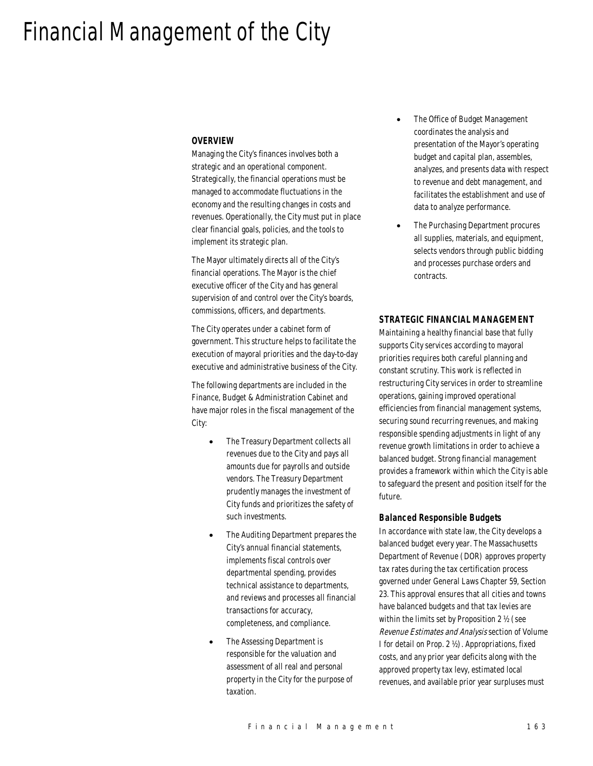# Financial Management of the City

### OVERVIEW

Managing the City's finances involves both a strategic and an operational component. Strategically, the financial operations must be managed to accommodate fluctuations in the economy and the resulting changes in costs and revenues. Operationally, the City must put in place clear financial goals, policies, and the tools to implement its strategic plan.

The Mayor ultimately directs all of the City's financial operations. The Mayor is the chief executive officer of the City and has general supervision of and control over the City's boards, commissions, officers, and departments.

The City operates under a cabinet form of government. This structure helps to facilitate the execution of mayoral priorities and the day-to-day executive and administrative business of the City.

The following departments are included in the Finance, Budget & Administration Cabinet and have major roles in the fiscal management of the City:

- The Treasury Department collects all revenues due to the City and pays all amounts due for payrolls and outside vendors. The Treasury Department prudently manages the investment of City funds and prioritizes the safety of such investments.
- The Auditing Department prepares the City's annual financial statements, implements fiscal controls over departmental spending, provides technical assistance to departments, and reviews and processes all financial transactions for accuracy, completeness, and compliance.
- The Assessing Department is responsible for the valuation and assessment of all real and personal property in the City for the purpose of taxation.
- The Office of Budget Management coordinates the analysis and presentation of the Mayor's operating budget and capital plan, assembles, analyzes, and presents data with respect to revenue and debt management, and facilitates the establishment and use of data to analyze performance.
- The Purchasing Department procures all supplies, materials, and equipment, selects vendors through public bidding and processes purchase orders and contracts.

### STRATEGIC FINANCIAL MANAGEMENT

Maintaining a healthy financial base that fully supports City services according to mayoral priorities requires both careful planning and constant scrutiny. This work is reflected in restructuring City services in order to streamline operations, gaining improved operational efficiencies from financial management systems, securing sound recurring revenues, and making responsible spending adjustments in light of any revenue growth limitations in order to achieve a balanced budget. Strong financial management provides a framework within which the City is able to safeguard the present and position itself for the future.

#### Balanced Responsible Budgets

In accordance with state law, the City develops a balanced budget every year. The Massachusetts Department of Revenue (DOR) approves property tax rates during the tax certification process governed under General Laws Chapter 59, Section 23. This approval ensures that all cities and towns have balanced budgets and that tax levies are within the limits set by Proposition 2 ½ (see *Revenue Estimates and Analysis* section of Volume I for detail on Prop. 2 ½). Appropriations, fixed costs, and any prior year deficits along with the approved property tax levy, estimated local revenues, and available prior year surpluses must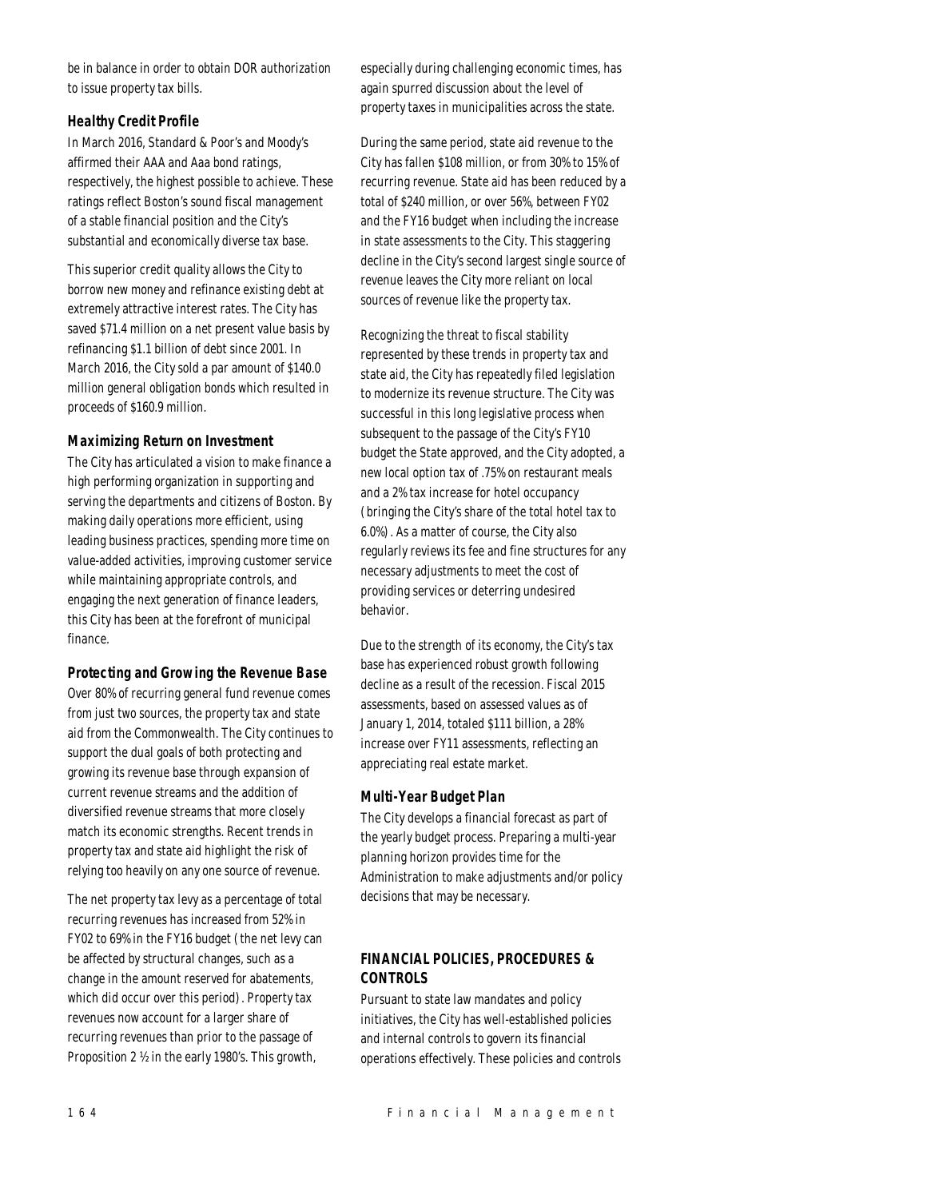be in balance in order to obtain DOR authorization to issue property tax bills.

### Healthy Credit Profile

In March 2016, Standard & Poor's and Moody's affirmed their AAA and Aaa bond ratings, respectively, the highest possible to achieve. These ratings reflect Boston's sound fiscal management of a stable financial position and the City's substantial and economically diverse tax base.

This superior credit quality allows the City to borrow new money and refinance existing debt at extremely attractive interest rates. The City has saved $71.4 million on a net present value basis by refinancing $1.1 billion of debt since 2001. In March 2016, the City sold a par amount of $140.0 million general obligation bonds which resulted in proceeds of $160.9 million.

### Maximizing Return on Investment

The City has articulated a vision to make finance a high performing organization in supporting and serving the departments and citizens of Boston. By making daily operations more efficient, using leading business practices, spending more time on value-added activities, improving customer service while maintaining appropriate controls, and engaging the next generation of finance leaders, this City has been at the forefront of municipal finance.

### Protecting and Growing the Revenue Base

Over 80% of recurring general fund revenue comes from just two sources, the property tax and state aid from the Commonwealth. The City continues to support the dual goals of both protecting and growing its revenue base through expansion of current revenue streams and the addition of diversified revenue streams that more closely match its economic strengths. Recent trends in property tax and state aid highlight the risk of relying too heavily on any one source of revenue.

The net property tax levy as a percentage of total recurring revenues has increased from 52% in FY02 to 69% in the FY16 budget (the net levy can be affected by structural changes, such as a change in the amount reserved for abatements, which did occur over this period). Property tax revenues now account for a larger share of recurring revenues than prior to the passage of Proposition 2 ½ in the early 1980's. This growth, especially during challenging economic times, has again spurred discussion about the level of property taxes in municipalities across the state.

During the same period, state aid revenue to the City has fallen $108 million, or from 30% to 15% of recurring revenue. State aid has been reduced by a total of $240 million, or over 56%, between FY02 and the FY16 budget when including the increase in state assessments to the City. This staggering decline in the City's second largest single source of revenue leaves the City more reliant on local sources of revenue like the property tax.

Recognizing the threat to fiscal stability represented by these trends in property tax and state aid, the City has repeatedly filed legislation to modernize its revenue structure. The City was successful in this long legislative process when subsequent to the passage of the City's FY10 budget the State approved, and the City adopted, a new local option tax of .75% on restaurant meals and a 2% tax increase for hotel occupancy (bringing the City's share of the total hotel tax to 6.0%). As a matter of course, the City also regularly reviews its fee and fine structures for any necessary adjustments to meet the cost of providing services or deterring undesired behavior.

Due to the strength of its economy, the City's tax base has experienced robust growth following decline as a result of the recession. Fiscal 2015 assessments, based on assessed values as of January 1, 2014, totaled $111 billion, a 28% increase over FY11 assessments, reflecting an appreciating real estate market.

### Multi-Year Budget Plan

The City develops a financial forecast as part of the yearly budget process. Preparing a multi-year planning horizon provides time for the Administration to make adjustments and/or policy decisions that may be necessary.

## FINANCIAL POLICIES, PROCEDURES & CONTROLS

Pursuant to state law mandates and policy initiatives, the City has well-established policies and internal controls to govern its financial operations effectively. These policies and controls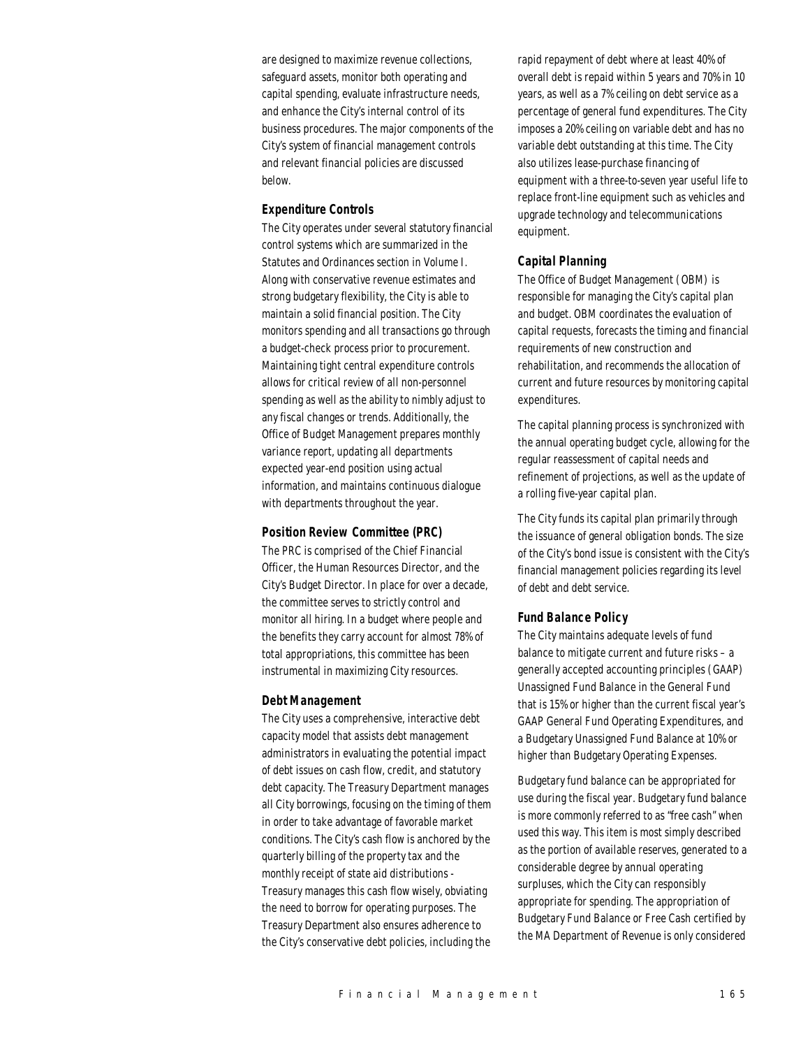are designed to maximize revenue collections, safeguard assets, monitor both operating and capital spending, evaluate infrastructure needs, and enhance the City's internal control of its business procedures. The major components of the City's system of financial management controls and relevant financial policies are discussed below.

### Expenditure Controls

The City operates under several statutory financial control systems which are summarized in the Statutes and Ordinances section in Volume I. Along with conservative revenue estimates and strong budgetary flexibility, the City is able to maintain a solid financial position. The City monitors spending and all transactions go through a budget-check process prior to procurement. Maintaining tight central expenditure controls allows for critical review of all non-personnel spending as well as the ability to nimbly adjust to any fiscal changes or trends. Additionally, the Office of Budget Management prepares monthly variance report, updating all departments expected year-end position using actual information, and maintains continuous dialogue with departments throughout the year.

### Position Review Committee (PRC)

The PRC is comprised of the Chief Financial Officer, the Human Resources Director, and the City's Budget Director. In place for over a decade, the committee serves to strictly control and monitor all hiring. In a budget where people and the benefits they carry account for almost 78% of total appropriations, this committee has been instrumental in maximizing City resources.

### Debt Management

The City uses a comprehensive, interactive debt capacity model that assists debt management administrators in evaluating the potential impact of debt issues on cash flow, credit, and statutory debt capacity. The Treasury Department manages all City borrowings, focusing on the timing of them in order to take advantage of favorable market conditions. The City's cash flow is anchored by the quarterly billing of the property tax and the monthly receipt of state aid distributions - Treasury manages this cash flow wisely, obviating the need to borrow for operating purposes. The Treasury Department also ensures adherence to the City's conservative debt policies, including the rapid repayment of debt where at least 40% of overall debt is repaid within 5 years and 70% in 10 years, as well as a 7% ceiling on debt service as a percentage of general fund expenditures. The City imposes a 20% ceiling on variable debt and has no variable debt outstanding at this time. The City also utilizes lease-purchase financing of equipment with a three-to-seven year useful life to replace front-line equipment such as vehicles and upgrade technology and telecommunications equipment.

### Capital Planning

The Office of Budget Management (OBM) is responsible for managing the City's capital plan and budget. OBM coordinates the evaluation of capital requests, forecasts the timing and financial requirements of new construction and rehabilitation, and recommends the allocation of current and future resources by monitoring capital expenditures.

The capital planning process is synchronized with the annual operating budget cycle, allowing for the regular reassessment of capital needs and refinement of projections, as well as the update of a rolling five-year capital plan.

The City funds its capital plan primarily through the issuance of general obligation bonds. The size of the City's bond issue is consistent with the City's financial management policies regarding its level of debt and debt service.

### Fund Balance Policy

The City maintains adequate levels of fund balance to mitigate current and future risks – a generally accepted accounting principles (GAAP) Unassigned Fund Balance in the General Fund that is 15% or higher than the current fiscal year's GAAP General Fund Operating Expenditures, and a Budgetary Unassigned Fund Balance at 10% or higher than Budgetary Operating Expenses.

Budgetary fund balance can be appropriated for use during the fiscal year. Budgetary fund balance is more commonly referred to as "free cash" when used this way. This item is most simply described as the portion of available reserves, generated to a considerable degree by annual operating surpluses, which the City can responsibly appropriate for spending. The appropriation of Budgetary Fund Balance or Free Cash certified by the MA Department of Revenue is only considered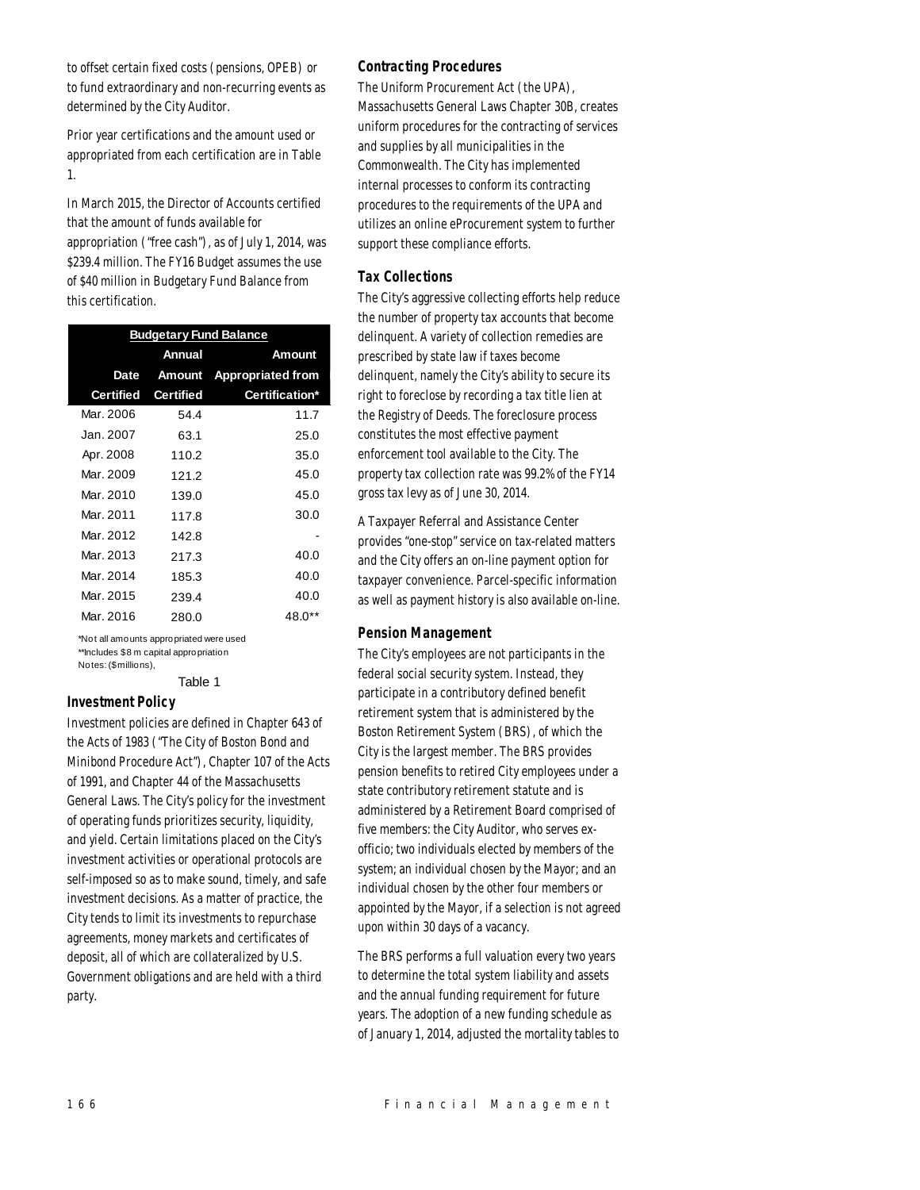to offset certain fixed costs (pensions, OPEB) or to fund extraordinary and non-recurring events as determined by the City Auditor.

Prior year certifications and the amount used or appropriated from each certification are in Table 1.

In March 2015, the Director of Accounts certified that the amount of funds available for appropriation ("free cash"), as of July 1, 2014, was $239.4 million. The FY16 Budget assumes the use of $40 million in Budgetary Fund Balance from this certification.

| Budgetary Fund Balance | | |
|---|---|---|
| Date Certified | Annual Amount Certified | Amount Appropriated from Certification* |
| Mar. 2006 | 54.4 | 11.7 |
| Jan. 2007 | 63.1 | 25.0 |
| Apr. 2008 | 110.2 | 35.0 |
| Mar. 2009 | 121.2 | 45.0 |
| Mar. 2010 | 139.0 | 45.0 |
| Mar. 2011 | 117.8 | 30.0 |
| Mar. 2012 | 142.8 | - |
| Mar. 2013 | 217.3 | 40.0 |
| Mar. 2014 | 185.3 | 40.0 |
| Mar. 2015 | 239.4 | 40.0 |
| Mar. 2016 | 280.0 | 48.0** |

*Not all amounts appropriated were used
**Includes $8 m capital appropriation
Notes: ($millions),

Table 1

### Investment Policy

Investment policies are defined in Chapter 643 of the Acts of 1983 ("The City of Boston Bond and Minibond Procedure Act"), Chapter 107 of the Acts of 1991, and Chapter 44 of the Massachusetts General Laws. The City's policy for the investment of operating funds prioritizes security, liquidity, and yield. Certain limitations placed on the City's investment activities or operational protocols are self-imposed so as to make sound, timely, and safe investment decisions. As a matter of practice, the City tends to limit its investments to repurchase agreements, money markets and certificates of deposit, all of which are collateralized by U.S. Government obligations and are held with a third party.

### Contracting Procedures

The Uniform Procurement Act (the UPA), Massachusetts General Laws Chapter 30B, creates uniform procedures for the contracting of services and supplies by all municipalities in the Commonwealth. The City has implemented internal processes to conform its contracting procedures to the requirements of the UPA and utilizes an online eProcurement system to further support these compliance efforts.

### Tax Collections

The City's aggressive collecting efforts help reduce the number of property tax accounts that become delinquent. A variety of collection remedies are prescribed by state law if taxes become delinquent, namely the City's ability to secure its right to foreclose by recording a tax title lien at the Registry of Deeds. The foreclosure process constitutes the most effective payment enforcement tool available to the City. The property tax collection rate was 99.2% of the FY14 gross tax levy as of June 30, 2014.

A Taxpayer Referral and Assistance Center provides "one-stop" service on tax-related matters and the City offers an on-line payment option for taxpayer convenience. Parcel-specific information as well as payment history is also available on-line.

### Pension Management

The City's employees are not participants in the federal social security system. Instead, they participate in a contributory defined benefit retirement system that is administered by the Boston Retirement System (BRS), of which the City is the largest member. The BRS provides pension benefits to retired City employees under a state contributory retirement statute and is administered by a Retirement Board comprised of five members: the City Auditor, who serves ex-officio; two individuals elected by members of the system; an individual chosen by the Mayor; and an individual chosen by the other four members or appointed by the Mayor, if a selection is not agreed upon within 30 days of a vacancy.

The BRS performs a full valuation every two years to determine the total system liability and assets and the annual funding requirement for future years. The adoption of a new funding schedule as of January 1, 2014, adjusted the mortality tables to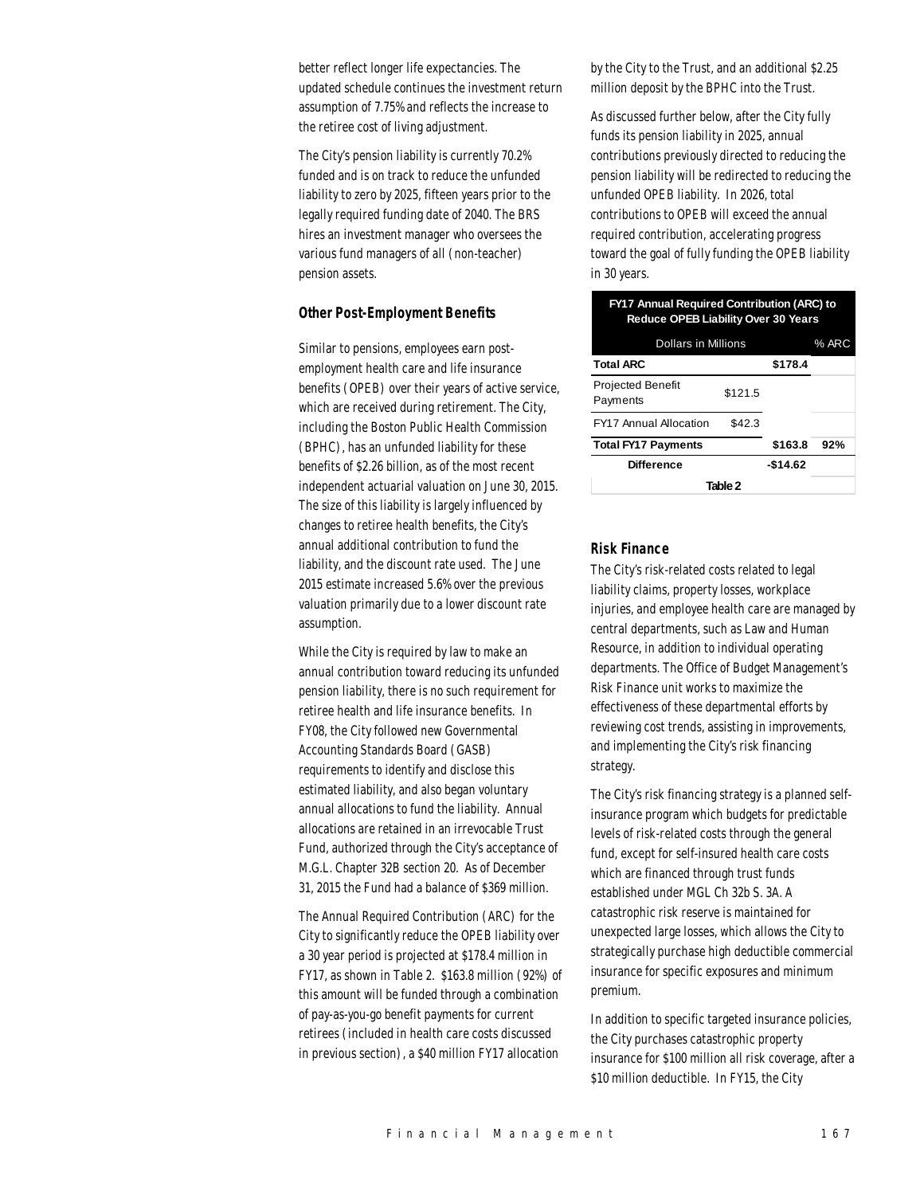better reflect longer life expectancies. The updated schedule continues the investment return assumption of 7.75% and reflects the increase to the retiree cost of living adjustment.

The City's pension liability is currently 70.2% funded and is on track to reduce the unfunded liability to zero by 2025, fifteen years prior to the legally required funding date of 2040. The BRS hires an investment manager who oversees the various fund managers of all (non-teacher) pension assets.

### Other Post-Employment Benefits

Similar to pensions, employees earn post-employment health care and life insurance benefits (OPEB) over their years of active service, which are received during retirement. The City, including the Boston Public Health Commission (BPHC), has an unfunded liability for these benefits of $2.26 billion, as of the most recent independent actuarial valuation on June 30, 2015. The size of this liability is largely influenced by changes to retiree health benefits, the City's annual additional contribution to fund the liability, and the discount rate used. The June 2015 estimate increased 5.6% over the previous valuation primarily due to a lower discount rate assumption.

While the City is required by law to make an annual contribution toward reducing its unfunded pension liability, there is no such requirement for retiree health and life insurance benefits. In FY08, the City followed new Governmental Accounting Standards Board (GASB) requirements to identify and disclose this estimated liability, and also began voluntary annual allocations to fund the liability. Annual allocations are retained in an irrevocable Trust Fund, authorized through the City's acceptance of M.G.L. Chapter 32B section 20. As of December 31, 2015 the Fund had a balance of $369 million.

The Annual Required Contribution (ARC) for the City to significantly reduce the OPEB liability over a 30 year period is projected at $178.4 million in FY17, as shown in Table 2. $163.8 million (92%) of this amount will be funded through a combination of pay-as-you-go benefit payments for current retirees (included in health care costs discussed in previous section), a $40 million FY17 allocation by the City to the Trust, and an additional $2.25 million deposit by the BPHC into the Trust.

As discussed further below, after the City fully funds its pension liability in 2025, annual contributions previously directed to reducing the pension liability will be redirected to reducing the unfunded OPEB liability. In 2026, total contributions to OPEB will exceed the annual required contribution, accelerating progress toward the goal of fully funding the OPEB liability in 30 years.

**FY17 Annual Required Contribution (ARC) to Reduce OPEB Liability Over 30 Years**

| Dollars in Millions | | | % ARC |
|---|---|---|---|
| **Total ARC** | | **$178.4** | |
| Projected Benefit Payments | $121.5 | | |
| FY17 Annual Allocation | $42.3 | | |
| **Total FY17 Payments** | | **$163.8** | **92%** |
| **Difference** | | **-$14.62** | |

**Table 2**

### Risk Finance

The City's risk-related costs related to legal liability claims, property losses, workplace injuries, and employee health care are managed by central departments, such as Law and Human Resource, in addition to individual operating departments. The Office of Budget Management's Risk Finance unit works to maximize the effectiveness of these departmental efforts by reviewing cost trends, assisting in improvements, and implementing the City's risk financing strategy.

The City's risk financing strategy is a planned self-insurance program which budgets for predictable levels of risk-related costs through the general fund, except for self-insured health care costs which are financed through trust funds established under MGL Ch 32b S. 3A. A catastrophic risk reserve is maintained for unexpected large losses, which allows the City to strategically purchase high deductible commercial insurance for specific exposures and minimum premium.

In addition to specific targeted insurance policies, the City purchases catastrophic property insurance for $100 million all risk coverage, after a $10 million deductible. In FY15, the City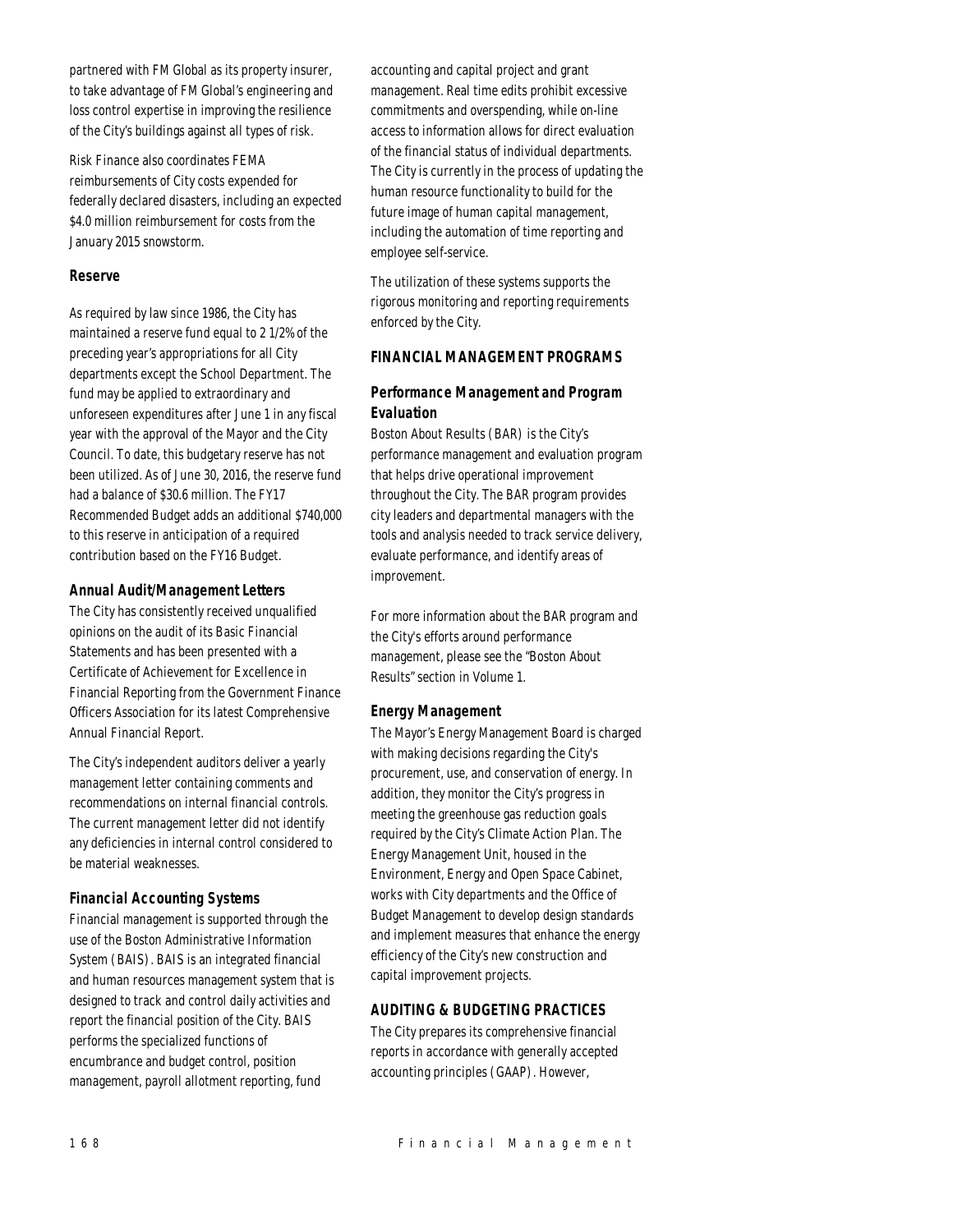partnered with FM Global as its property insurer, to take advantage of FM Global's engineering and loss control expertise in improving the resilience of the City's buildings against all types of risk.

Risk Finance also coordinates FEMA reimbursements of City costs expended for federally declared disasters, including an expected $4.0 million reimbursement for costs from the January 2015 snowstorm.

### Reserve

As required by law since 1986, the City has maintained a reserve fund equal to 2 1/2% of the preceding year's appropriations for all City departments except the School Department. The fund may be applied to extraordinary and unforeseen expenditures after June 1 in any fiscal year with the approval of the Mayor and the City Council. To date, this budgetary reserve has not been utilized. As of June 30, 2016, the reserve fund had a balance of $30.6 million. The FY17 Recommended Budget adds an additional $740,000 to this reserve in anticipation of a required contribution based on the FY16 Budget.

### Annual Audit/Management Letters

The City has consistently received unqualified opinions on the audit of its Basic Financial Statements and has been presented with a Certificate of Achievement for Excellence in Financial Reporting from the Government Finance Officers Association for its latest Comprehensive Annual Financial Report.

The City's independent auditors deliver a yearly management letter containing comments and recommendations on internal financial controls. The current management letter did not identify any deficiencies in internal control considered to be material weaknesses.

### Financial Accounting Systems

Financial management is supported through the use of the Boston Administrative Information System (BAIS). BAIS is an integrated financial and human resources management system that is designed to track and control daily activities and report the financial position of the City. BAIS performs the specialized functions of encumbrance and budget control, position management, payroll allotment reporting, fund accounting and capital project and grant management. Real time edits prohibit excessive commitments and overspending, while on-line access to information allows for direct evaluation of the financial status of individual departments. The City is currently in the process of updating the human resource functionality to build for the future image of human capital management, including the automation of time reporting and employee self-service.

The utilization of these systems supports the rigorous monitoring and reporting requirements enforced by the City.

## FINANCIAL MANAGEMENT PROGRAMS

### Performance Management and Program Evaluation

Boston About Results (BAR) is the City's performance management and evaluation program that helps drive operational improvement throughout the City. The BAR program provides city leaders and departmental managers with the tools and analysis needed to track service delivery, evaluate performance, and identify areas of improvement.

For more information about the BAR program and the City's efforts around performance management, please see the "Boston About Results" section in Volume 1.

### Energy Management

The Mayor's Energy Management Board is charged with making decisions regarding the City's procurement, use, and conservation of energy. In addition, they monitor the City's progress in meeting the greenhouse gas reduction goals required by the City's Climate Action Plan. The Energy Management Unit, housed in the Environment, Energy and Open Space Cabinet, works with City departments and the Office of Budget Management to develop design standards and implement measures that enhance the energy efficiency of the City's new construction and capital improvement projects.

## AUDITING & BUDGETING PRACTICES

The City prepares its comprehensive financial reports in accordance with generally accepted accounting principles (GAAP). However,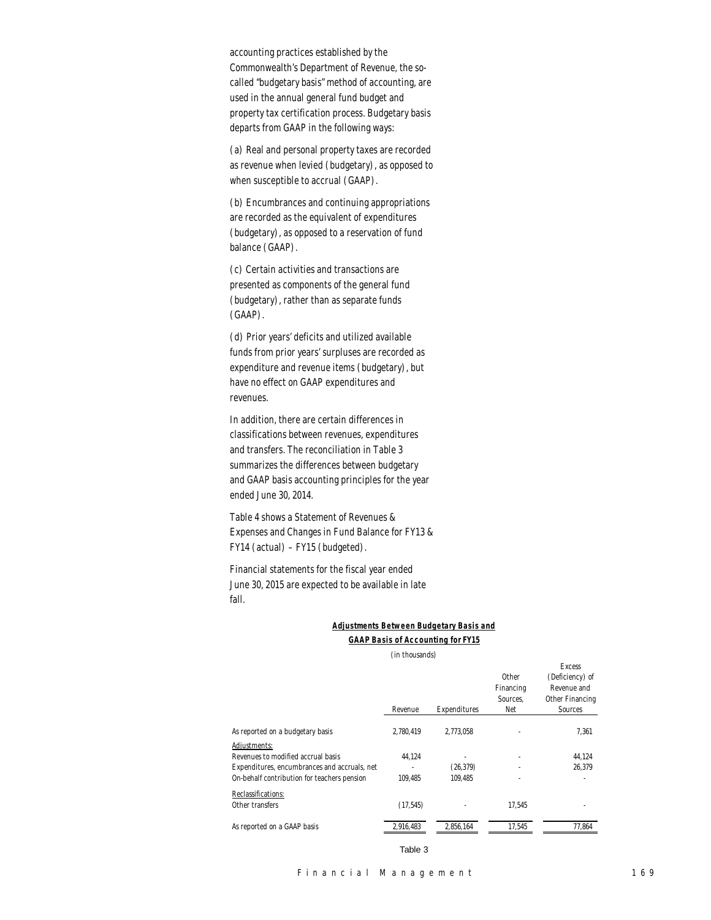accounting practices established by the Commonwealth's Department of Revenue, the so-called "budgetary basis" method of accounting, are used in the annual general fund budget and property tax certification process. Budgetary basis departs from GAAP in the following ways:

(a) Real and personal property taxes are recorded as revenue when levied (budgetary), as opposed to when susceptible to accrual (GAAP).

(b) Encumbrances and continuing appropriations are recorded as the equivalent of expenditures (budgetary), as opposed to a reservation of fund balance (GAAP).

(c) Certain activities and transactions are presented as components of the general fund (budgetary), rather than as separate funds (GAAP).

(d) Prior years' deficits and utilized available funds from prior years' surpluses are recorded as expenditure and revenue items (budgetary), but have no effect on GAAP expenditures and revenues.

In addition, there are certain differences in classifications between revenues, expenditures and transfers. The reconciliation in Table 3 summarizes the differences between budgetary and GAAP basis accounting principles for the year ended June 30, 2014.

Table 4 shows a Statement of Revenues & Expenses and Changes in Fund Balance for FY13 & FY14 (actual) – FY15 (budgeted).

Financial statements for the fiscal year ended June 30, 2015 are expected to be available in late fall.

**Adjustments Between Budgetary Basis and GAAP Basis of Accounting for FY15**

(in thousands)

| | Revenue | Expenditures | Other Financing Sources, Net | Excess (Deficiency) of Revenue and Other Financing Sources |
|---|---|---|---|---|
| As reported on a budgetary basis | 2,780,419 | 2,773,058 | - | 7,361 |
| Adjustments: | | | | |
| Revenues to modified accrual basis | 44,124 | - | - | 44,124 |
| Expenditures, encumbrances and accruals, net | - | (26,379) | - | 26,379 |
| On-behalf contribution for teachers pension | 109,485 | 109,485 | - | - |
| Reclassifications: | | | | |
| Other transfers | (17,545) | - | 17,545 | - |
| As reported on a GAAP basis | 2,916,483 | 2,856,164 | 17,545 | 77,864 |

Table 3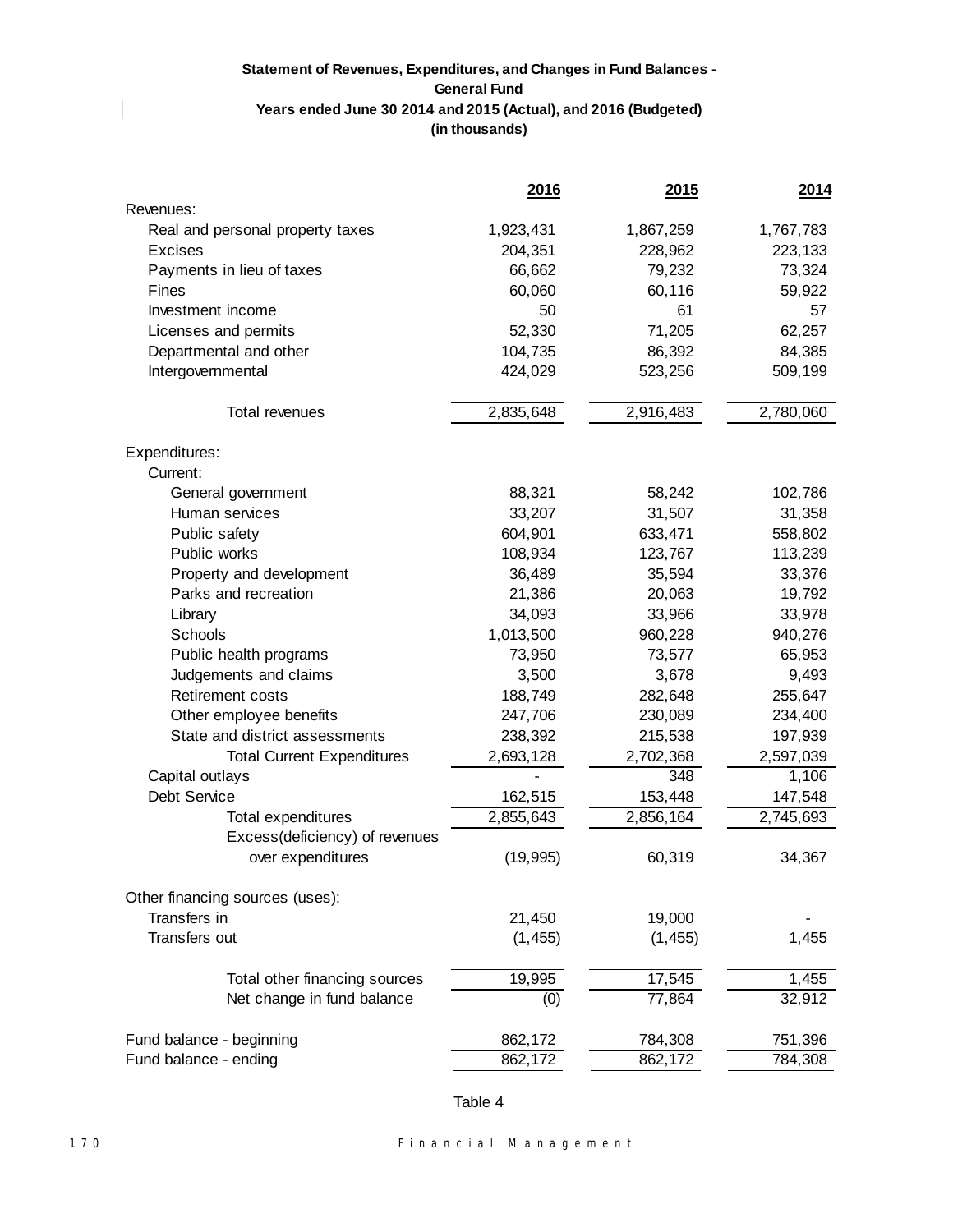**Statement of Revenues, Expenditures, and Changes in Fund Balances -**
**General Fund**
**Years ended June 30 2014 and 2015 (Actual), and 2016 (Budgeted)**
**(in thousands)**

| | **2016** | **2015** | **2014** |
|---|---|---|---|
| Revenues: | | | |
| Real and personal property taxes | 1,923,431 | 1,867,259 | 1,767,783 |
| Excises | 204,351 | 228,962 | 223,133 |
| Payments in lieu of taxes | 66,662 | 79,232 | 73,324 |
| Fines | 60,060 | 60,116 | 59,922 |
| Investment income | 50 | 61 | 57 |
| Licenses and permits | 52,330 | 71,205 | 62,257 |
| Departmental and other | 104,735 | 86,392 | 84,385 |
| Intergovernmental | 424,029 | 523,256 | 509,199 |
| Total revenues | 2,835,648 | 2,916,483 | 2,780,060 |
| Expenditures: | | | |
| Current: | | | |
| General government | 88,321 | 58,242 | 102,786 |
| Human services | 33,207 | 31,507 | 31,358 |
| Public safety | 604,901 | 633,471 | 558,802 |
| Public works | 108,934 | 123,767 | 113,239 |
| Property and development | 36,489 | 35,594 | 33,376 |
| Parks and recreation | 21,386 | 20,063 | 19,792 |
| Library | 34,093 | 33,966 | 33,978 |
| Schools | 1,013,500 | 960,228 | 940,276 |
| Public health programs | 73,950 | 73,577 | 65,953 |
| Judgements and claims | 3,500 | 3,678 | 9,493 |
| Retirement costs | 188,749 | 282,648 | 255,647 |
| Other employee benefits | 247,706 | 230,089 | 234,400 |
| State and district assessments | 238,392 | 215,538 | 197,939 |
| Total Current Expenditures | 2,693,128 | 2,702,368 | 2,597,039 |
| Capital outlays | - | 348 | 1,106 |
| Debt Service | 162,515 | 153,448 | 147,548 |
| Total expenditures | 2,855,643 | 2,856,164 | 2,745,693 |
| Excess(deficiency) of revenues over expenditures | (19,995) | 60,319 | 34,367 |
| Other financing sources (uses): | | | |
| Transfers in | 21,450 | 19,000 | - |
| Transfers out | (1,455) | (1,455) | 1,455 |
| Total other financing sources | 19,995 | 17,545 | 1,455 |
| Net change in fund balance | (0) | 77,864 | 32,912 |
| Fund balance - beginning | 862,172 | 784,308 | 751,396 |
| Fund balance - ending | 862,172 | 862,172 | 784,308 |

Table 4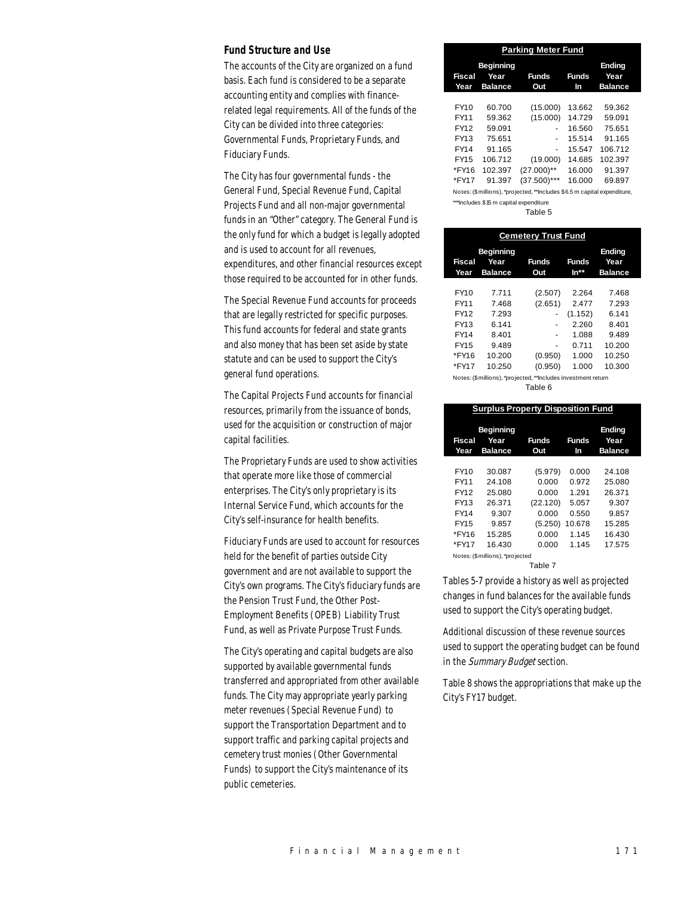### Fund Structure and Use

The accounts of the City are organized on a fund basis. Each fund is considered to be a separate accounting entity and complies with finance-related legal requirements. All of the funds of the City can be divided into three categories: Governmental Funds, Proprietary Funds, and Fiduciary Funds.

The City has four governmental funds - the General Fund, Special Revenue Fund, Capital Projects Fund and all non-major governmental funds in an "Other" category. The General Fund is the only fund for which a budget is legally adopted and is used to account for all revenues, expenditures, and other financial resources except those required to be accounted for in other funds.

The Special Revenue Fund accounts for proceeds that are legally restricted for specific purposes. This fund accounts for federal and state grants and also money that has been set aside by state statute and can be used to support the City's general fund operations.

The Capital Projects Fund accounts for financial resources, primarily from the issuance of bonds, used for the acquisition or construction of major capital facilities.

The Proprietary Funds are used to show activities that operate more like those of commercial enterprises. The City's only proprietary is its Internal Service Fund, which accounts for the City's self-insurance for health benefits.

Fiduciary Funds are used to account for resources held for the benefit of parties outside City government and are not available to support the City's own programs. The City's fiduciary funds are the Pension Trust Fund, the Other Post-Employment Benefits (OPEB) Liability Trust Fund, as well as Private Purpose Trust Funds.

The City's operating and capital budgets are also supported by available governmental funds transferred and appropriated from other available funds. The City may appropriate yearly parking meter revenues (Special Revenue Fund) to support the Transportation Department and to support traffic and parking capital projects and cemetery trust monies (Other Governmental Funds) to support the City's maintenance of its public cemeteries.

**Parking Meter Fund**

| Fiscal Year | Beginning Year Balance | Funds Out | Funds In | Ending Year Balance |
|---|---|---|---|---|
| FY10 | 60.700 | (15.000) | 13.662 | 59.362 |
| FY11 | 59.362 | (15.000) | 14.729 | 59.091 |
| FY12 | 59.091 | - | 16.560 | 75.651 |
| FY13 | 75.651 | - | 15.514 | 91.165 |
| FY14 | 91.165 | - | 15.547 | 106.712 |
| FY15 | 106.712 | (19.000) | 14.685 | 102.397 |
| *FY16 | 102.397 | (27.000)** | 16.000 | 91.397 |
| *FY17 | 91.397 | (37.500)*** | 16.000 | 69.897 |

Notes: ($millions), *projected, **Includes $6.5 m capital expenditure, ***Includes $15 m capital expenditure

Table 5

**Cemetery Trust Fund**

| Fiscal Year | Beginning Year Balance | Funds Out | Funds In** | Ending Year Balance |
|---|---|---|---|---|
| FY10 | 7.711 | (2.507) | 2.264 | 7.468 |
| FY11 | 7.468 | (2.651) | 2.477 | 7.293 |
| FY12 | 7.293 | - | (1.152) | 6.141 |
| FY13 | 6.141 | - | 2.260 | 8.401 |
| FY14 | 8.401 | - | 1.088 | 9.489 |
| FY15 | 9.489 | - | 0.711 | 10.200 |
| *FY16 | 10.200 | (0.950) | 1.000 | 10.250 |
| *FY17 | 10.250 | (0.950) | 1.000 | 10.300 |

Notes: ($millions), *projected, **Includes investment return

Table 6

**Surplus Property Disposition Fund**

| Fiscal Year | Beginning Year Balance | Funds Out | Funds In | Ending Year Balance |
|---|---|---|---|---|
| FY10 | 30.087 | (5.979) | 0.000 | 24.108 |
| FY11 | 24.108 | 0.000 | 0.972 | 25.080 |
| FY12 | 25.080 | 0.000 | 1.291 | 26.371 |
| FY13 | 26.371 | (22.120) | 5.057 | 9.307 |
| FY14 | 9.307 | 0.000 | 0.550 | 9.857 |
| FY15 | 9.857 | (5.250) | 10.678 | 15.285 |
| *FY16 | 15.285 | 0.000 | 1.145 | 16.430 |
| *FY17 | 16.430 | 0.000 | 1.145 | 17.575 |

Notes: ($millions), *projected

Table 7

Tables 5-7 provide a history as well as projected changes in fund balances for the available funds used to support the City's operating budget.

Additional discussion of these revenue sources used to support the operating budget can be found in the *Summary Budget* section.

Table 8 shows the appropriations that make up the City's FY17 budget.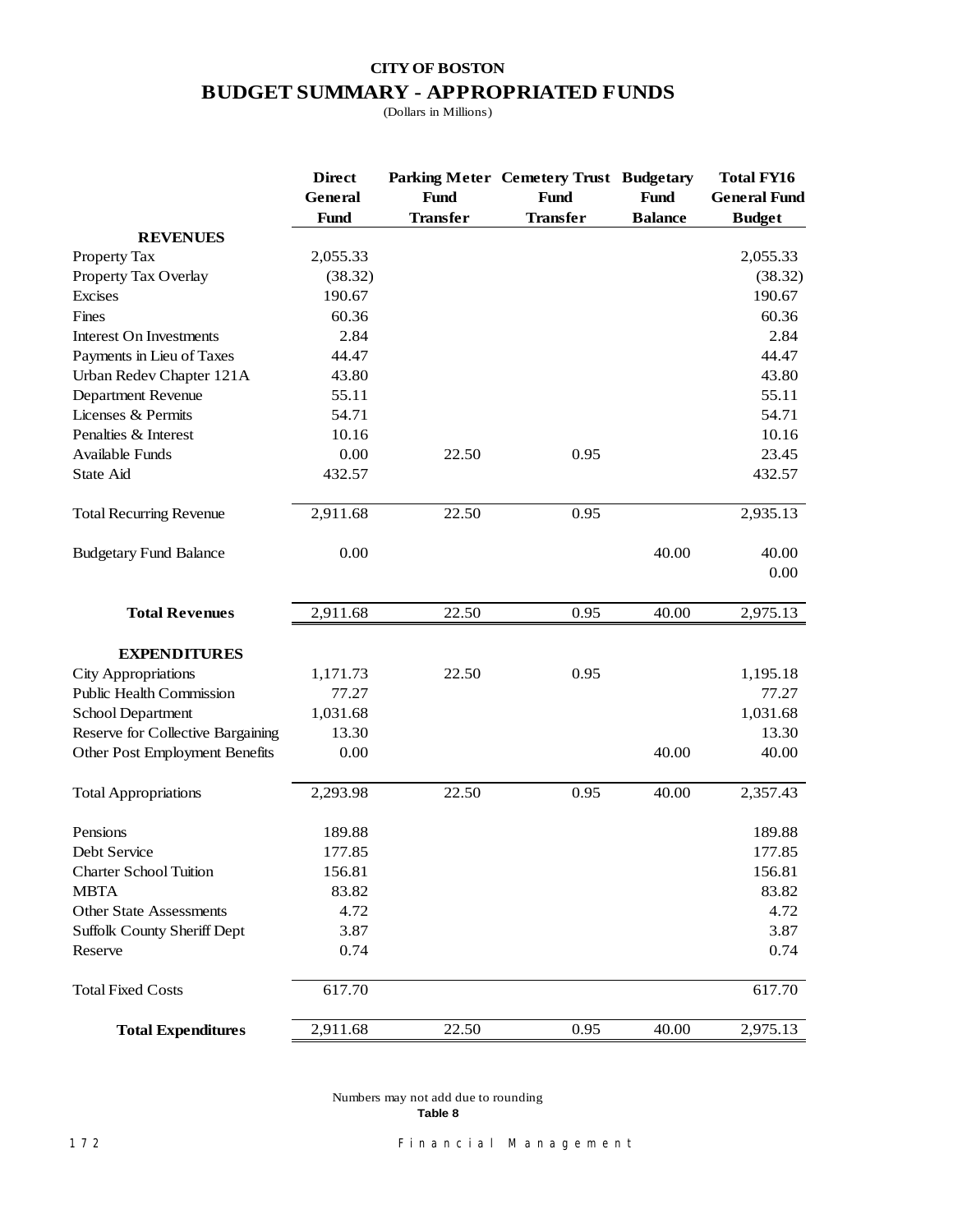**CITY OF BOSTON**

# BUDGET SUMMARY - APPROPRIATED FUNDS

(Dollars in Millions)

| | Direct General Fund | Parking Meter Fund Transfer | Cemetery Trust Fund Transfer | Budgetary Fund Balance | Total FY16 General Fund Budget |
|---|---|---|---|---|---|
| **REVENUES** | | | | | |
| Property Tax | 2,055.33 | | | | 2,055.33 |
| Property Tax Overlay | (38.32) | | | | (38.32) |
| Excises | 190.67 | | | | 190.67 |
| Fines | 60.36 | | | | 60.36 |
| Interest On Investments | 2.84 | | | | 2.84 |
| Payments in Lieu of Taxes | 44.47 | | | | 44.47 |
| Urban Redev Chapter 121A | 43.80 | | | | 43.80 |
| Department Revenue | 55.11 | | | | 55.11 |
| Licenses & Permits | 54.71 | | | | 54.71 |
| Penalties & Interest | 10.16 | | | | 10.16 |
| Available Funds | 0.00 | 22.50 | 0.95 | | 23.45 |
| State Aid | 432.57 | | | | 432.57 |
| Total Recurring Revenue | 2,911.68 | 22.50 | 0.95 | | 2,935.13 |
| Budgetary Fund Balance | 0.00 | | | 40.00 | 40.00 |
| | | | | | 0.00 |
| **Total Revenues** | 2,911.68 | 22.50 | 0.95 | 40.00 | 2,975.13 |
| **EXPENDITURES** | | | | | |
| City Appropriations | 1,171.73 | 22.50 | 0.95 | | 1,195.18 |
| Public Health Commission | 77.27 | | | | 77.27 |
| School Department | 1,031.68 | | | | 1,031.68 |
| Reserve for Collective Bargaining | 13.30 | | | | 13.30 |
| Other Post Employment Benefits | 0.00 | | | 40.00 | 40.00 |
| Total Appropriations | 2,293.98 | 22.50 | 0.95 | 40.00 | 2,357.43 |
| Pensions | 189.88 | | | | 189.88 |
| Debt Service | 177.85 | | | | 177.85 |
| Charter School Tuition | 156.81 | | | | 156.81 |
| MBTA | 83.82 | | | | 83.82 |
| Other State Assessments | 4.72 | | | | 4.72 |
| Suffolk County Sheriff Dept | 3.87 | | | | 3.87 |
| Reserve | 0.74 | | | | 0.74 |
| Total Fixed Costs | 617.70 | | | | 617.70 |
| **Total Expenditures** | 2,911.68 | 22.50 | 0.95 | 40.00 | 2,975.13 |

Numbers may not add due to rounding

**Table 8**